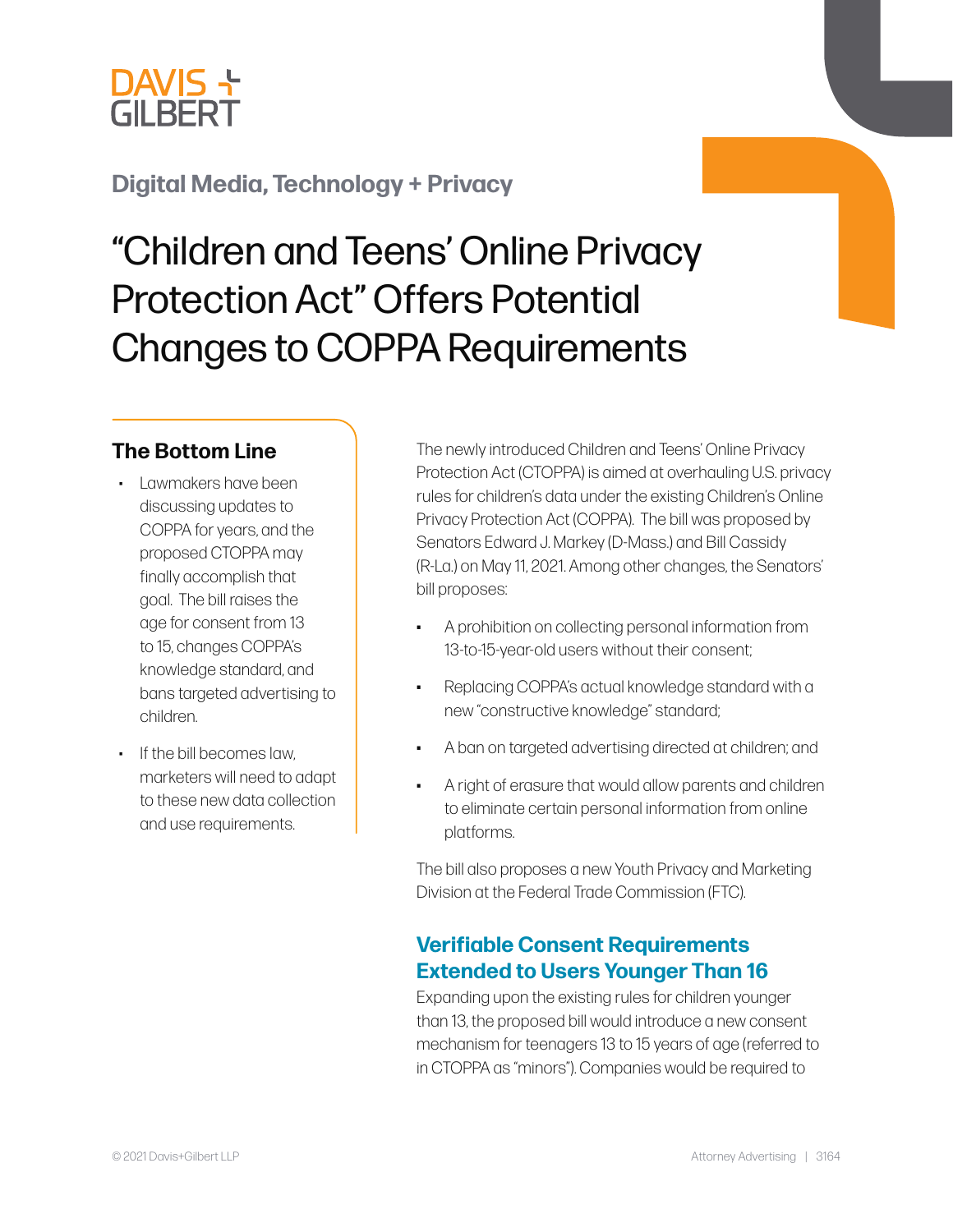DAVIS + GILBERT

Digital Media, Technology + Privacy

# "Children and Teens' Online Privacy Protection Act" Offers Potential Changes to COPPA Requirements

## The Bottom Line

- Lawmakers have been discussing updates to COPPA for years, and the proposed CTOPPA may finally accomplish that goal. The bill raises the age for consent from 13 to 15, changes COPPA's knowledge standard, and bans targeted advertising to children.
- If the bill becomes law, marketers will need to adapt to these new data collection and use requirements.

The newly introduced Children and Teens' Online Privacy Protection Act (CTOPPA) is aimed at overhauling U.S. privacy rules for children's data under the existing Children's Online Privacy Protection Act (COPPA). The bill was proposed by Senators Edward J. Markey (D-Mass.) and Bill Cassidy (R-La.) on May 11, 2021. Among other changes, the Senators' bill proposes:

- A prohibition on collecting personal information from 13-to-15-year-old users without their consent;
- Replacing COPPA's actual knowledge standard with a new "constructive knowledge" standard;
- A ban on targeted advertising directed at children; and
- A right of erasure that would allow parents and children to eliminate certain personal information from online platforms.

The bill also proposes a new Youth Privacy and Marketing Division at the Federal Trade Commission (FTC).

## Verifiable Consent Requirements Extended to Users Younger Than 16

Expanding upon the existing rules for children younger than 13, the proposed bill would introduce a new consent mechanism for teenagers 13 to 15 years of age (referred to in CTOPPA as "minors"). Companies would be required to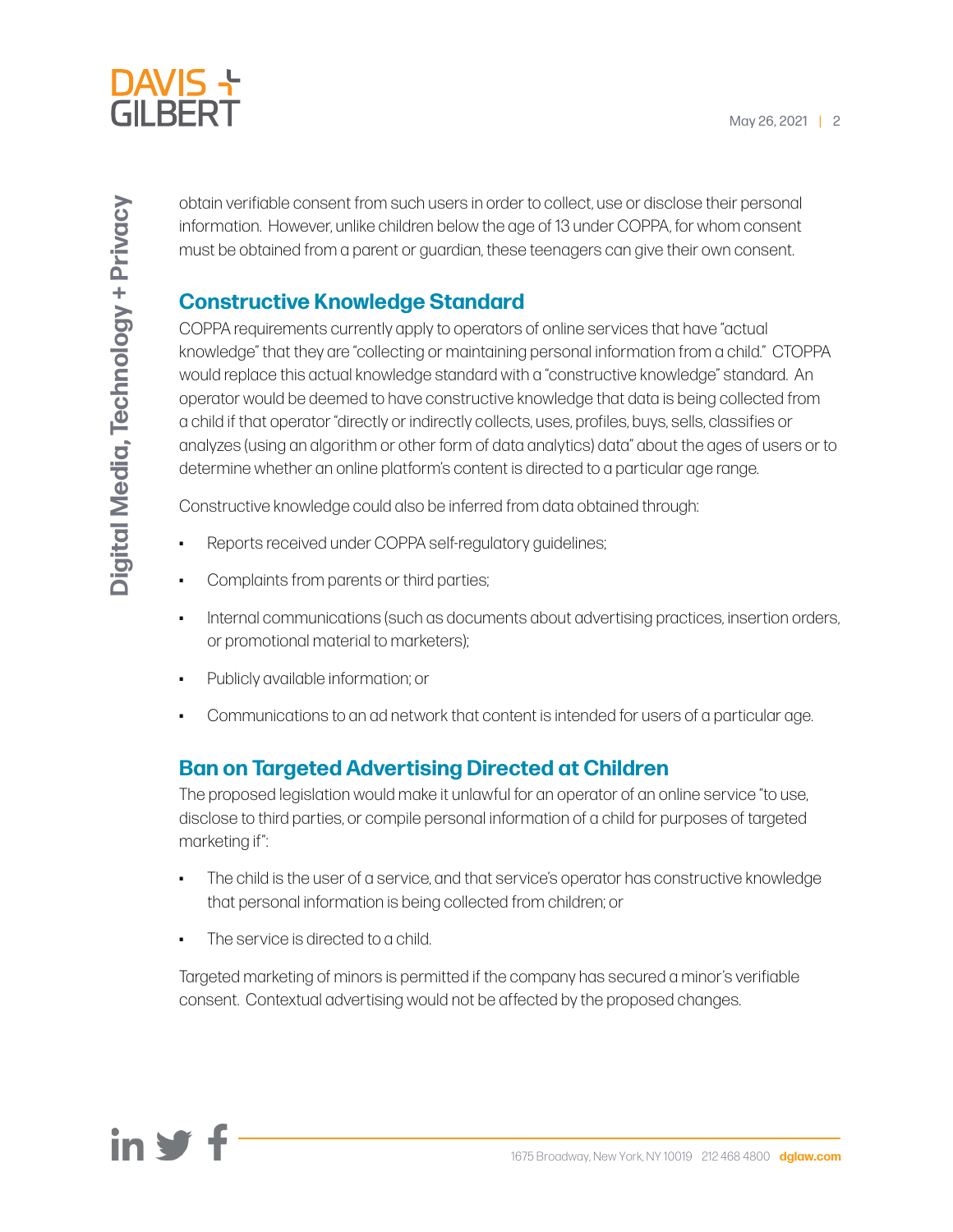obtain verifiable consent from such users in order to collect, use or disclose their personal information. However, unlike children below the age of 13 under COPPA, for whom consent must be obtained from a parent or guardian, these teenagers can give their own consent.

## Constructive Knowledge Standard

COPPA requirements currently apply to operators of online services that have "actual knowledge" that they are "collecting or maintaining personal information from a child." CTOPPA would replace this actual knowledge standard with a "constructive knowledge" standard. An operator would be deemed to have constructive knowledge that data is being collected from a child if that operator "directly or indirectly collects, uses, profiles, buys, sells, classifies or analyzes (using an algorithm or other form of data analytics) data" about the ages of users or to determine whether an online platform's content is directed to a particular age range.

Constructive knowledge could also be inferred from data obtained through:

- Reports received under COPPA self-regulatory guidelines;
- Complaints from parents or third parties;
- Internal communications (such as documents about advertising practices, insertion orders, or promotional material to marketers);
- Publicly available information; or
- Communications to an ad network that content is intended for users of a particular age.

## Ban on Targeted Advertising Directed at Children

The proposed legislation would make it unlawful for an operator of an online service "to use, disclose to third parties, or compile personal information of a child for purposes of targeted marketing if":

- The child is the user of a service, and that service's operator has constructive knowledge that personal information is being collected from children; or
- The service is directed to a child.

Targeted marketing of minors is permitted if the company has secured a minor's verifiable consent. Contextual advertising would not be affected by the proposed changes.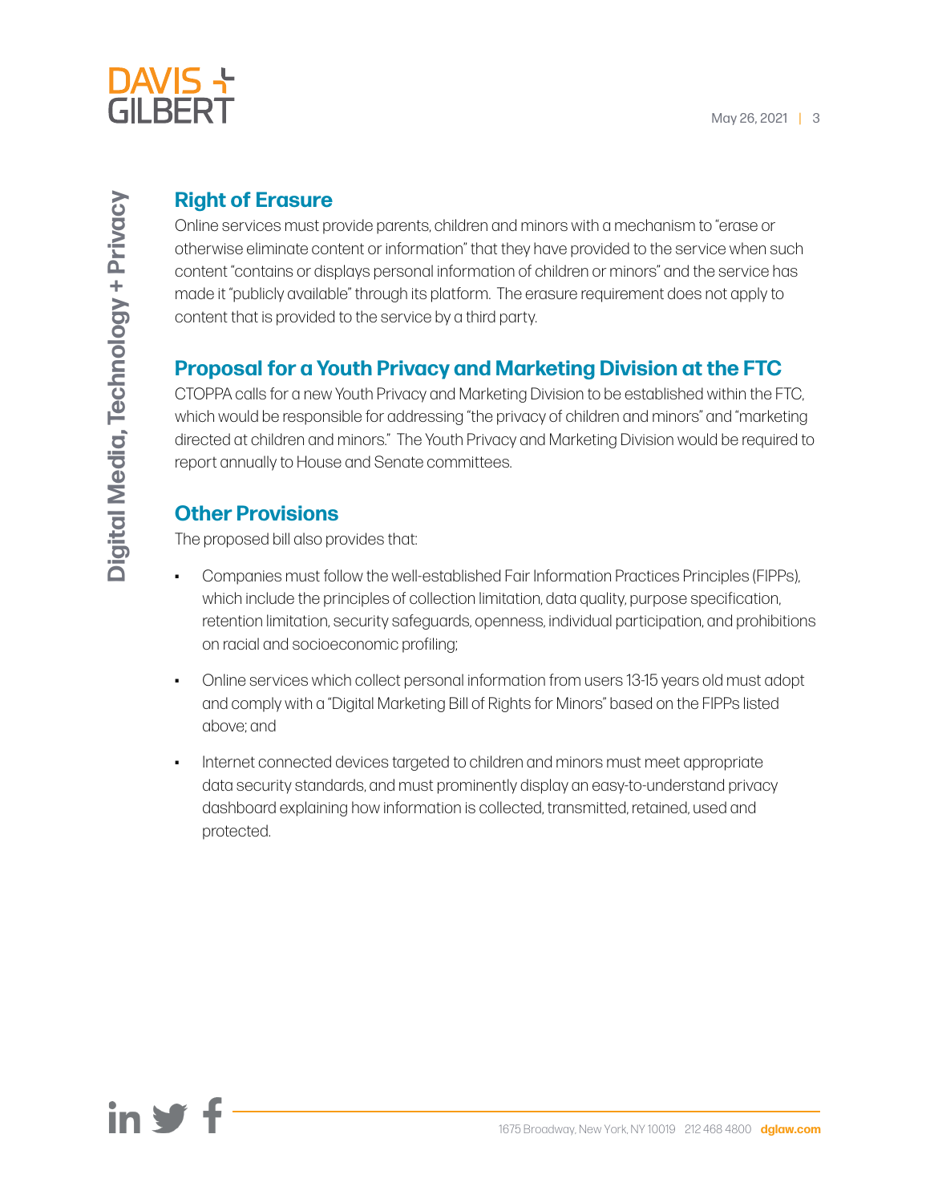## Right of Erasure

Online services must provide parents, children and minors with a mechanism to "erase or otherwise eliminate content or information" that they have provided to the service when such content "contains or displays personal information of children or minors" and the service has made it "publicly available" through its platform. The erasure requirement does not apply to content that is provided to the service by a third party.

## Proposal for a Youth Privacy and Marketing Division at the FTC

CTOPPA calls for a new Youth Privacy and Marketing Division to be established within the FTC, which would be responsible for addressing "the privacy of children and minors" and "marketing directed at children and minors." The Youth Privacy and Marketing Division would be required to report annually to House and Senate committees.

## Other Provisions

The proposed bill also provides that:

- Companies must follow the well-established Fair Information Practices Principles (FIPPs), which include the principles of collection limitation, data quality, purpose specification, retention limitation, security safeguards, openness, individual participation, and prohibitions on racial and socioeconomic profiling;
- Online services which collect personal information from users 13-15 years old must adopt and comply with a "Digital Marketing Bill of Rights for Minors" based on the FIPPs listed above; and
- Internet connected devices targeted to children and minors must meet appropriate data security standards, and must prominently display an easy-to-understand privacy dashboard explaining how information is collected, transmitted, retained, used and protected.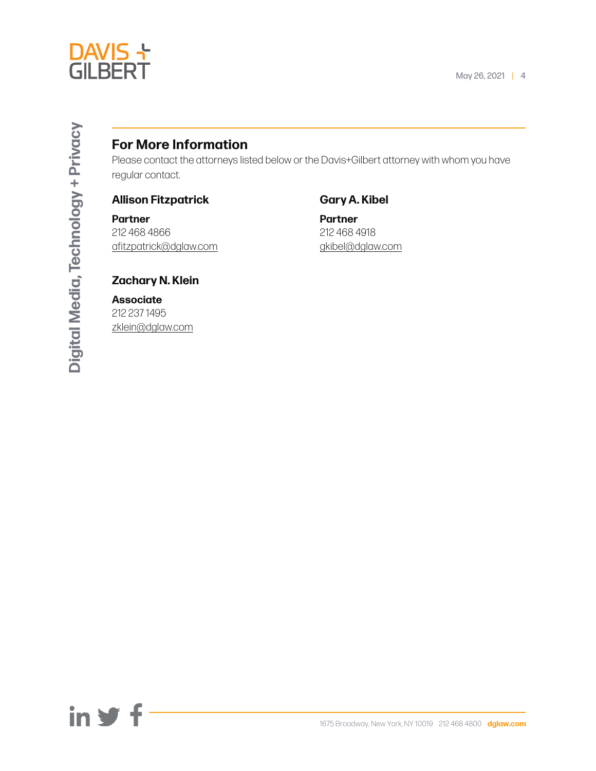## For More Information

Please contact the attorneys listed below or the Davis+Gilbert attorney with whom you have regular contact.

### Allison Fitzpatrick

**Partner**
212 468 4866
afitzpatrick@dglaw.com

### Gary A. Kibel

**Partner**
212 468 4918
gkibel@dglaw.com

### Zachary N. Klein

**Associate**
212 237 1495
zklein@dglaw.com